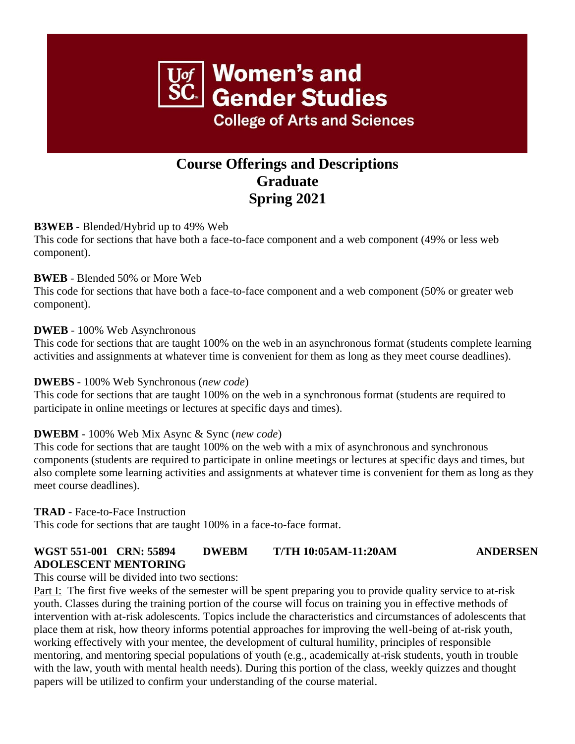# Women's and Gender Studies

**College of Arts and Sciences**

## Course Offerings and Descriptions
## Graduate
## Spring 2021

**B3WEB** - Blended/Hybrid up to 49% Web
This code for sections that have both a face-to-face component and a web component (49% or less web component).

**BWEB** - Blended 50% or More Web
This code for sections that have both a face-to-face component and a web component (50% or greater web component).

**DWEB** - 100% Web Asynchronous
This code for sections that are taught 100% on the web in an asynchronous format (students complete learning activities and assignments at whatever time is convenient for them as long as they meet course deadlines).

**DWEBS** - 100% Web Synchronous (*new code*)
This code for sections that are taught 100% on the web in a synchronous format (students are required to participate in online meetings or lectures at specific days and times).

**DWEBM** - 100% Web Mix Async & Sync (*new code*)
This code for sections that are taught 100% on the web with a mix of asynchronous and synchronous components (students are required to participate in online meetings or lectures at specific days and times, but also complete some learning activities and assignments at whatever time is convenient for them as long as they meet course deadlines).

**TRAD** - Face-to-Face Instruction
This code for sections that are taught 100% in a face-to-face format.

**WGST 551-001 CRN: 55894 DWEBM T/TH 10:05AM-11:20AM ANDERSEN**
**ADOLESCENT MENTORING**

This course will be divided into two sections:

Part I: The first five weeks of the semester will be spent preparing you to provide quality service to at-risk youth. Classes during the training portion of the course will focus on training you in effective methods of intervention with at-risk adolescents. Topics include the characteristics and circumstances of adolescents that place them at risk, how theory informs potential approaches for improving the well-being of at-risk youth, working effectively with your mentee, the development of cultural humility, principles of responsible mentoring, and mentoring special populations of youth (e.g., academically at-risk students, youth in trouble with the law, youth with mental health needs). During this portion of the class, weekly quizzes and thought papers will be utilized to confirm your understanding of the course material.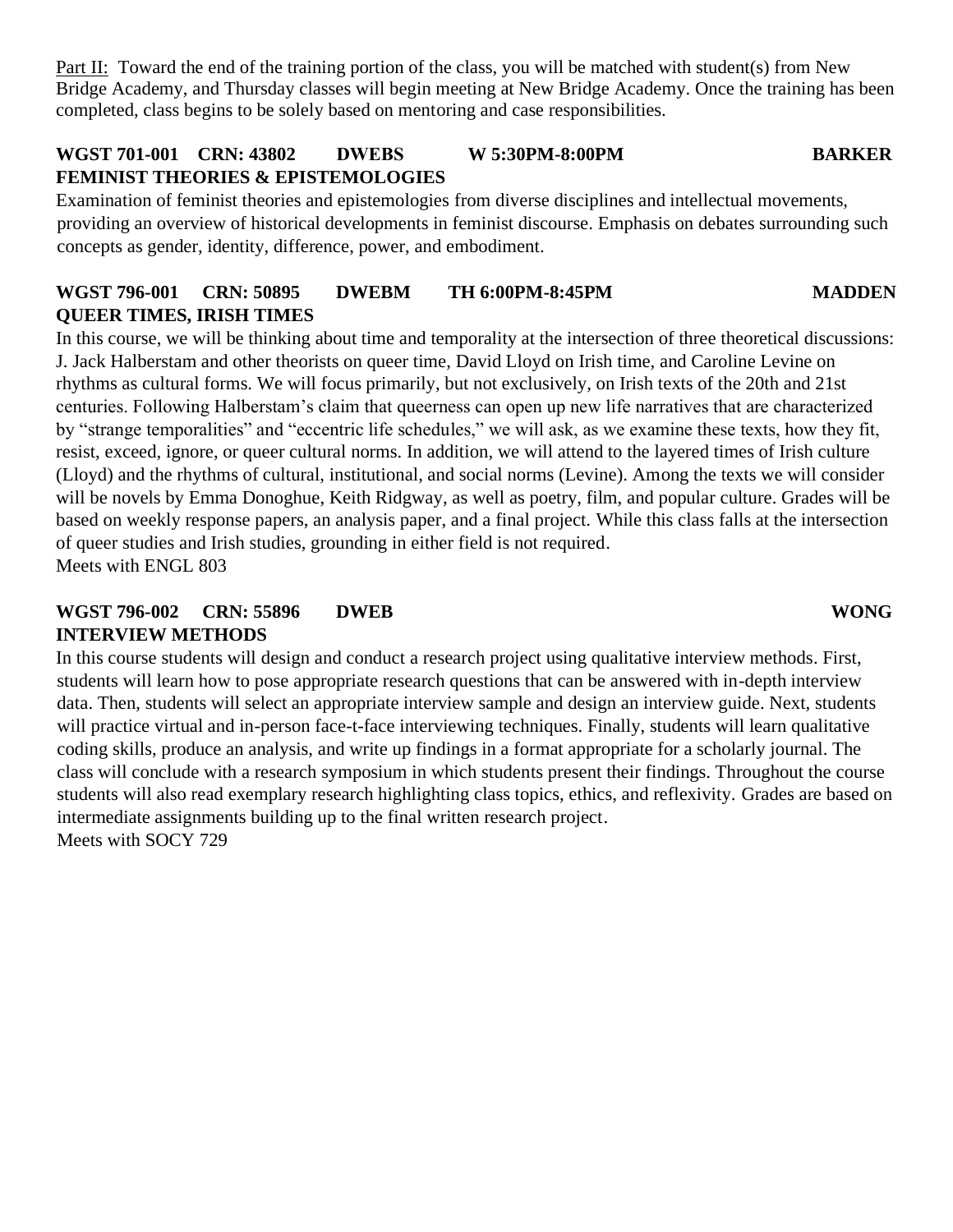Part II: Toward the end of the training portion of the class, you will be matched with student(s) from New Bridge Academy, and Thursday classes will begin meeting at New Bridge Academy. Once the training has been completed, class begins to be solely based on mentoring and case responsibilities.

**WGST 701-001 CRN: 43802 DWEBS W 5:30PM-8:00PM BARKER**
**FEMINIST THEORIES & EPISTEMOLOGIES**

Examination of feminist theories and epistemologies from diverse disciplines and intellectual movements, providing an overview of historical developments in feminist discourse. Emphasis on debates surrounding such concepts as gender, identity, difference, power, and embodiment.

**WGST 796-001 CRN: 50895 DWEBM TH 6:00PM-8:45PM MADDEN**
**QUEER TIMES, IRISH TIMES**

In this course, we will be thinking about time and temporality at the intersection of three theoretical discussions: J. Jack Halberstam and other theorists on queer time, David Lloyd on Irish time, and Caroline Levine on rhythms as cultural forms. We will focus primarily, but not exclusively, on Irish texts of the 20th and 21st centuries. Following Halberstam's claim that queerness can open up new life narratives that are characterized by "strange temporalities" and "eccentric life schedules," we will ask, as we examine these texts, how they fit, resist, exceed, ignore, or queer cultural norms. In addition, we will attend to the layered times of Irish culture (Lloyd) and the rhythms of cultural, institutional, and social norms (Levine). Among the texts we will consider will be novels by Emma Donoghue, Keith Ridgway, as well as poetry, film, and popular culture. Grades will be based on weekly response papers, an analysis paper, and a final project. While this class falls at the intersection of queer studies and Irish studies, grounding in either field is not required.
Meets with ENGL 803

**WGST 796-002 CRN: 55896 DWEB WONG**
**INTERVIEW METHODS**

In this course students will design and conduct a research project using qualitative interview methods. First, students will learn how to pose appropriate research questions that can be answered with in-depth interview data. Then, students will select an appropriate interview sample and design an interview guide. Next, students will practice virtual and in-person face-t-face interviewing techniques. Finally, students will learn qualitative coding skills, produce an analysis, and write up findings in a format appropriate for a scholarly journal. The class will conclude with a research symposium in which students present their findings. Throughout the course students will also read exemplary research highlighting class topics, ethics, and reflexivity. Grades are based on intermediate assignments building up to the final written research project.
Meets with SOCY 729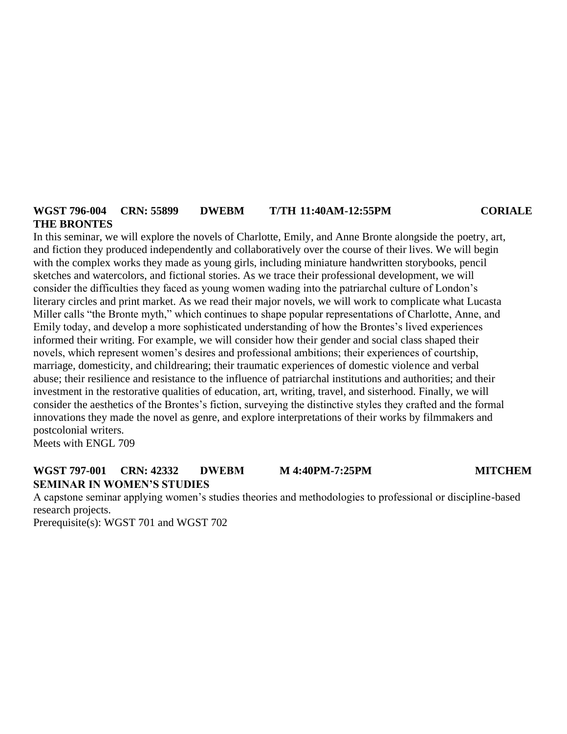**WGST 796-004 CRN: 55899 DWEBM T/TH 11:40AM-12:55PM CORIALE**
**THE BRONTES**

In this seminar, we will explore the novels of Charlotte, Emily, and Anne Bronte alongside the poetry, art, and fiction they produced independently and collaboratively over the course of their lives. We will begin with the complex works they made as young girls, including miniature handwritten storybooks, pencil sketches and watercolors, and fictional stories. As we trace their professional development, we will consider the difficulties they faced as young women wading into the patriarchal culture of London's literary circles and print market. As we read their major novels, we will work to complicate what Lucasta Miller calls "the Bronte myth," which continues to shape popular representations of Charlotte, Anne, and Emily today, and develop a more sophisticated understanding of how the Brontes's lived experiences informed their writing. For example, we will consider how their gender and social class shaped their novels, which represent women's desires and professional ambitions; their experiences of courtship, marriage, domesticity, and childrearing; their traumatic experiences of domestic violence and verbal abuse; their resilience and resistance to the influence of patriarchal institutions and authorities; and their investment in the restorative qualities of education, art, writing, travel, and sisterhood. Finally, we will consider the aesthetics of the Brontes's fiction, surveying the distinctive styles they crafted and the formal innovations they made the novel as genre, and explore interpretations of their works by filmmakers and postcolonial writers.

Meets with ENGL 709

**WGST 797-001 CRN: 42332 DWEBM M 4:40PM-7:25PM MITCHEM**
**SEMINAR IN WOMEN'S STUDIES**

A capstone seminar applying women's studies theories and methodologies to professional or discipline-based research projects.

Prerequisite(s): WGST 701 and WGST 702